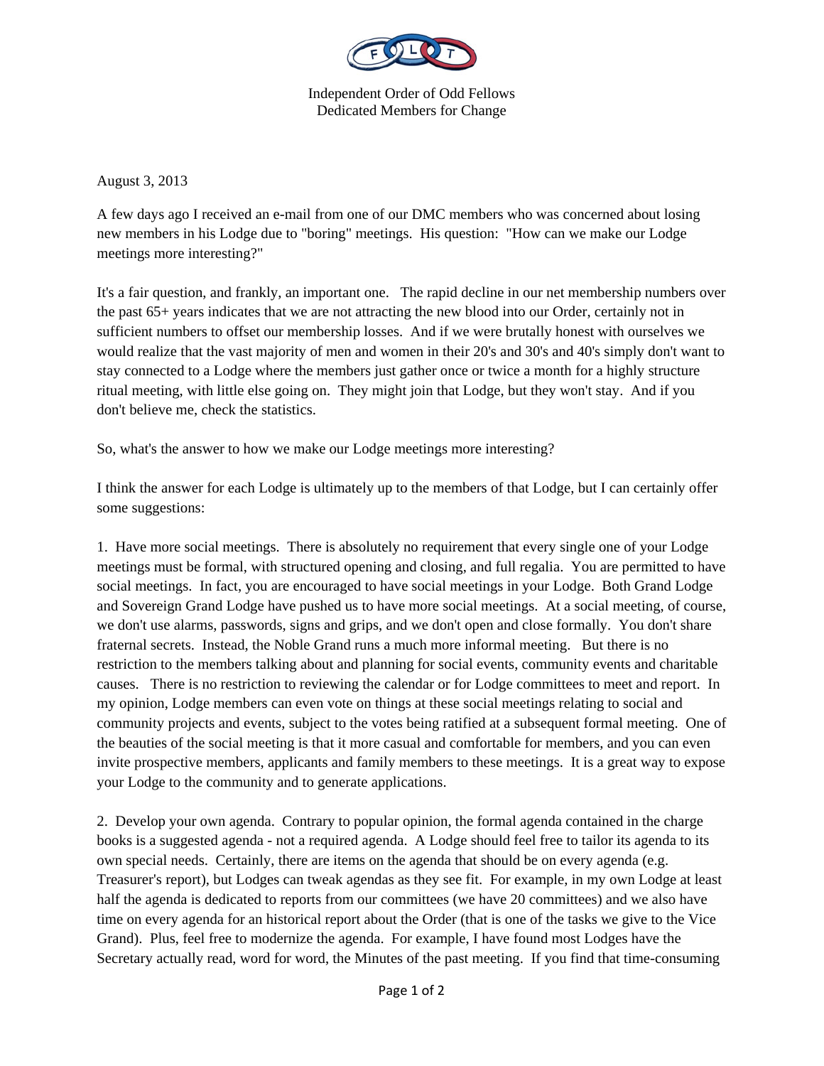Independent Order of Odd Fellows
Dedicated Members for Change

August 3, 2013

A few days ago I received an e-mail from one of our DMC members who was concerned about losing new members in his Lodge due to "boring" meetings. His question: "How can we make our Lodge meetings more interesting?"

It's a fair question, and frankly, an important one. The rapid decline in our net membership numbers over the past 65+ years indicates that we are not attracting the new blood into our Order, certainly not in sufficient numbers to offset our membership losses. And if we were brutally honest with ourselves we would realize that the vast majority of men and women in their 20's and 30's and 40's simply don't want to stay connected to a Lodge where the members just gather once or twice a month for a highly structure ritual meeting, with little else going on. They might join that Lodge, but they won't stay. And if you don't believe me, check the statistics.

So, what's the answer to how we make our Lodge meetings more interesting?

I think the answer for each Lodge is ultimately up to the members of that Lodge, but I can certainly offer some suggestions:

1. Have more social meetings. There is absolutely no requirement that every single one of your Lodge meetings must be formal, with structured opening and closing, and full regalia. You are permitted to have social meetings. In fact, you are encouraged to have social meetings in your Lodge. Both Grand Lodge and Sovereign Grand Lodge have pushed us to have more social meetings. At a social meeting, of course, we don't use alarms, passwords, signs and grips, and we don't open and close formally. You don't share fraternal secrets. Instead, the Noble Grand runs a much more informal meeting. But there is no restriction to the members talking about and planning for social events, community events and charitable causes. There is no restriction to reviewing the calendar or for Lodge committees to meet and report. In my opinion, Lodge members can even vote on things at these social meetings relating to social and community projects and events, subject to the votes being ratified at a subsequent formal meeting. One of the beauties of the social meeting is that it more casual and comfortable for members, and you can even invite prospective members, applicants and family members to these meetings. It is a great way to expose your Lodge to the community and to generate applications.

2. Develop your own agenda. Contrary to popular opinion, the formal agenda contained in the charge books is a suggested agenda - not a required agenda. A Lodge should feel free to tailor its agenda to its own special needs. Certainly, there are items on the agenda that should be on every agenda (e.g. Treasurer's report), but Lodges can tweak agendas as they see fit. For example, in my own Lodge at least half the agenda is dedicated to reports from our committees (we have 20 committees) and we also have time on every agenda for an historical report about the Order (that is one of the tasks we give to the Vice Grand). Plus, feel free to modernize the agenda. For example, I have found most Lodges have the Secretary actually read, word for word, the Minutes of the past meeting. If you find that time-consuming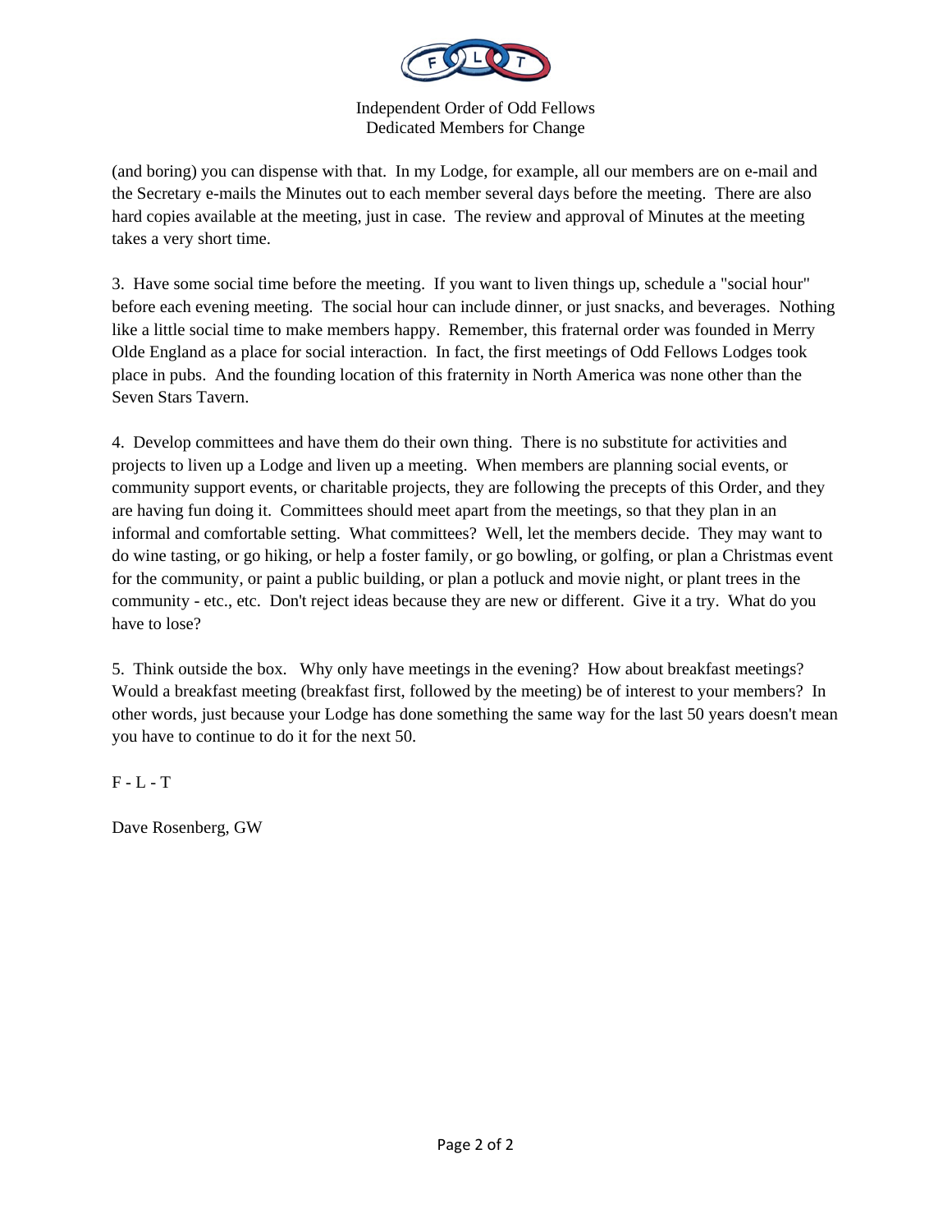(and boring) you can dispense with that. In my Lodge, for example, all our members are on e-mail and the Secretary e-mails the Minutes out to each member several days before the meeting. There are also hard copies available at the meeting, just in case. The review and approval of Minutes at the meeting takes a very short time.

3. Have some social time before the meeting. If you want to liven things up, schedule a "social hour" before each evening meeting. The social hour can include dinner, or just snacks, and beverages. Nothing like a little social time to make members happy. Remember, this fraternal order was founded in Merry Olde England as a place for social interaction. In fact, the first meetings of Odd Fellows Lodges took place in pubs. And the founding location of this fraternity in North America was none other than the Seven Stars Tavern.

4. Develop committees and have them do their own thing. There is no substitute for activities and projects to liven up a Lodge and liven up a meeting. When members are planning social events, or community support events, or charitable projects, they are following the precepts of this Order, and they are having fun doing it. Committees should meet apart from the meetings, so that they plan in an informal and comfortable setting. What committees? Well, let the members decide. They may want to do wine tasting, or go hiking, or help a foster family, or go bowling, or golfing, or plan a Christmas event for the community, or paint a public building, or plan a potluck and movie night, or plant trees in the community - etc., etc. Don't reject ideas because they are new or different. Give it a try. What do you have to lose?

5. Think outside the box. Why only have meetings in the evening? How about breakfast meetings? Would a breakfast meeting (breakfast first, followed by the meeting) be of interest to your members? In other words, just because your Lodge has done something the same way for the last 50 years doesn't mean you have to continue to do it for the next 50.

F - L - T

Dave Rosenberg, GW